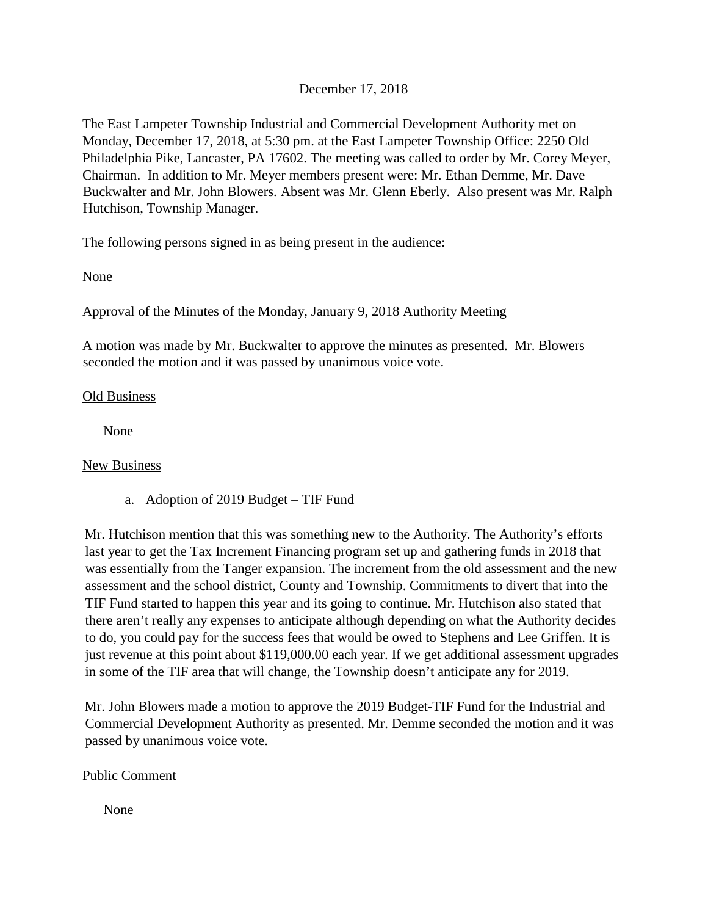December 17, 2018

The East Lampeter Township Industrial and Commercial Development Authority met on Monday, December 17, 2018, at 5:30 pm. at the East Lampeter Township Office: 2250 Old Philadelphia Pike, Lancaster, PA 17602. The meeting was called to order by Mr. Corey Meyer, Chairman. In addition to Mr. Meyer members present were: Mr. Ethan Demme, Mr. Dave Buckwalter and Mr. John Blowers. Absent was Mr. Glenn Eberly. Also present was Mr. Ralph Hutchison, Township Manager.

The following persons signed in as being present in the audience:

None

<u>Approval of the Minutes of the Monday, January 9, 2018 Authority Meeting</u>

A motion was made by Mr. Buckwalter to approve the minutes as presented. Mr. Blowers seconded the motion and it was passed by unanimous voice vote.

<u>Old Business</u>

None

<u>New Business</u>

a. Adoption of 2019 Budget – TIF Fund

Mr. Hutchison mention that this was something new to the Authority. The Authority's efforts last year to get the Tax Increment Financing program set up and gathering funds in 2018 that was essentially from the Tanger expansion. The increment from the old assessment and the new assessment and the school district, County and Township. Commitments to divert that into the TIF Fund started to happen this year and its going to continue. Mr. Hutchison also stated that there aren't really any expenses to anticipate although depending on what the Authority decides to do, you could pay for the success fees that would be owed to Stephens and Lee Griffen. It is just revenue at this point about $119,000.00 each year. If we get additional assessment upgrades in some of the TIF area that will change, the Township doesn't anticipate any for 2019.

Mr. John Blowers made a motion to approve the 2019 Budget-TIF Fund for the Industrial and Commercial Development Authority as presented. Mr. Demme seconded the motion and it was passed by unanimous voice vote.

<u>Public Comment</u>

None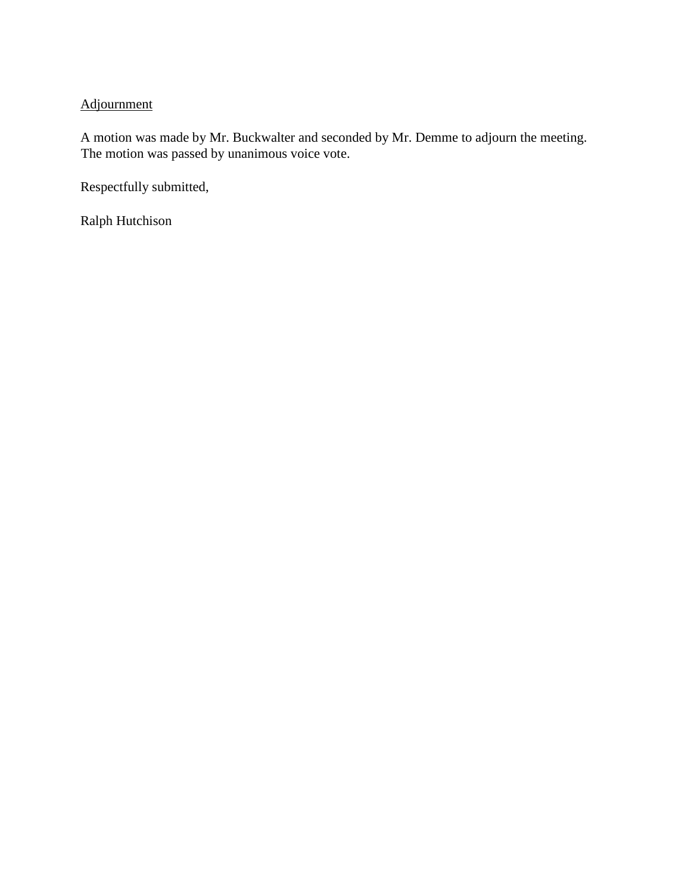Adjournment

A motion was made by Mr. Buckwalter and seconded by Mr. Demme to adjourn the meeting. The motion was passed by unanimous voice vote.

Respectfully submitted,

Ralph Hutchison